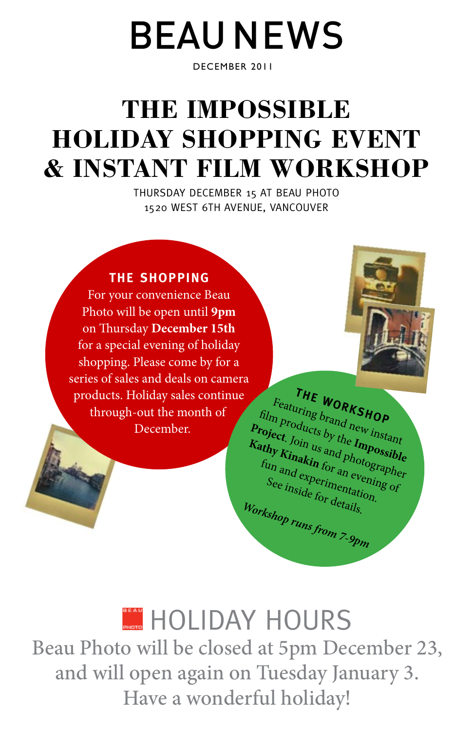# BEAU NEWS

DECEMBER 2011

## THE IMPOSSIBLE HOLIDAY SHOPPING EVENT & INSTANT FILM WORKSHOP

THURSDAY DECEMBER 15 AT BEAU PHOTO
1520 WEST 6TH AVENUE, VANCOUVER

### THE SHOPPING

For your convenience Beau Photo will be open until **9pm** on Thursday **December 15th** for a special evening of holiday shopping. Please come by for a series of sales and deals on camera products. Holiday sales continue through-out the month of December.

### THE WORKSHOP

Featuring brand new instant film products by the **Impossible Project**. Join us and photographer **Kathy Kinakin** for an evening of fun and experimentation. See inside for details.

***Workshop runs from 7-9pm***

## HOLIDAY HOURS

Beau Photo will be closed at 5pm December 23, and will open again on Tuesday January 3. Have a wonderful holiday!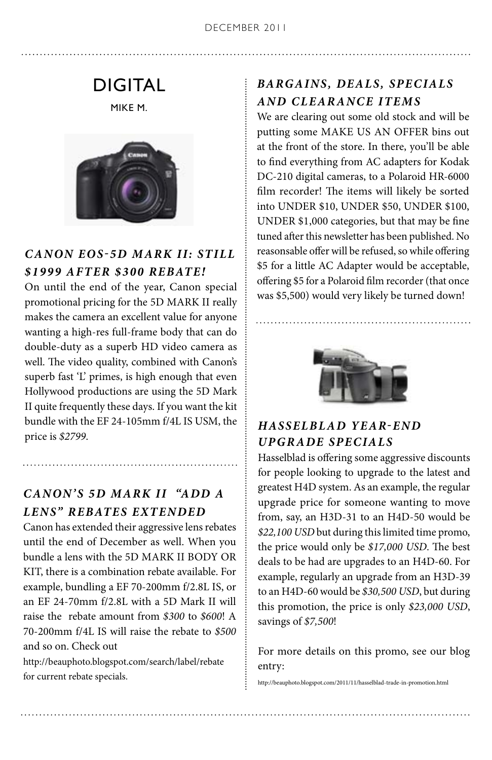# DIGITAL

MIKE M.

### *CANON EOS-5D MARK II: STILL $1999 AFTER $300 REBATE!*

On until the end of the year, Canon special promotional pricing for the 5D MARK II really makes the camera an excellent value for anyone wanting a high-res full-frame body that can do double-duty as a superb HD video camera as well. The video quality, combined with Canon's superb fast 'L' primes, is high enough that even Hollywood productions are using the 5D Mark II quite frequently these days. If you want the kit bundle with the EF 24-105mm f/4L IS USM, the price is *$2799*.

### *CANON'S 5D MARK II "ADD A LENS" REBATES EXTENDED*

Canon has extended their aggressive lens rebates until the end of December as well. When you bundle a lens with the 5D MARK II BODY OR KIT, there is a combination rebate available. For example, bundling a EF 70-200mm f/2.8L IS, or an EF 24-70mm f/2.8L with a 5D Mark II will raise the rebate amount from *$300* to *$600*! A 70-200mm f/4L IS will raise the rebate to *$500* and so on. Check out http://beauphoto.blogspot.com/search/label/rebate for current rebate specials.

### *BARGAINS, DEALS, SPECIALS AND CLEARANCE ITEMS*

We are clearing out some old stock and will be putting some MAKE US AN OFFER bins out at the front of the store. In there, you'll be able to find everything from AC adapters for Kodak DC-210 digital cameras, to a Polaroid HR-6000 film recorder! The items will likely be sorted into UNDER $10, UNDER $50, UNDER $100, UNDER $1,000 categories, but that may be fine tuned after this newsletter has been published. No reasonable offer will be refused, so while offering $5 for a little AC Adapter would be acceptable, offering $5 for a Polaroid film recorder (that once was $5,500) would very likely be turned down!

### *HASSELBLAD YEAR-END UPGRADE SPECIALS*

Hasselblad is offering some aggressive discounts for people looking to upgrade to the latest and greatest H4D system. As an example, the regular upgrade price for someone wanting to move from, say, an H3D-31 to an H4D-50 would be *$22,100 USD* but during this limited time promo, the price would only be *$17,000 USD*. The best deals to be had are upgrades to an H4D-60. For example, regularly an upgrade from an H3D-39 to an H4D-60 would be *$30,500 USD*, but during this promotion, the price is only *$23,000 USD*, savings of *$7,500*!

For more details on this promo, see our blog entry:

http://beauphoto.blogspot.com/2011/11/hasselblad-trade-in-promotion.html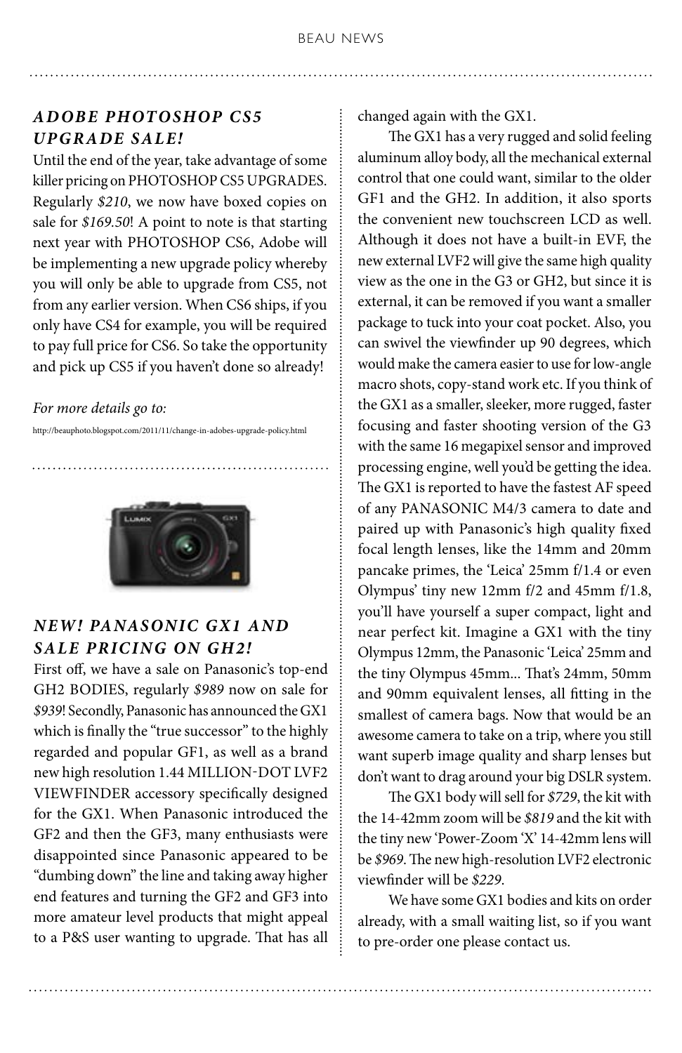## *ADOBE PHOTOSHOP CS5 UPGRADE SALE!*

Until the end of the year, take advantage of some killer pricing on PHOTOSHOP CS5 UPGRADES. Regularly *$210*, we now have boxed copies on sale for *$169.50*! A point to note is that starting next year with PHOTOSHOP CS6, Adobe will be implementing a new upgrade policy whereby you will only be able to upgrade from CS5, not from any earlier version. When CS6 ships, if you only have CS4 for example, you will be required to pay full price for CS6. So take the opportunity and pick up CS5 if you haven't done so already!

*For more details go to:*

http://beauphoto.blogspot.com/2011/11/change-in-adobes-upgrade-policy.html

## *NEW! PANASONIC GX1 AND SALE PRICING ON GH2!*

First off, we have a sale on Panasonic's top-end GH2 BODIES, regularly *$989* now on sale for *$939*! Secondly, Panasonic has announced the GX1 which is finally the "true successor" to the highly regarded and popular GF1, as well as a brand new high resolution 1.44 MILLION-DOT LVF2 VIEWFINDER accessory specifically designed for the GX1. When Panasonic introduced the GF2 and then the GF3, many enthusiasts were disappointed since Panasonic appeared to be "dumbing down" the line and taking away higher end features and turning the GF2 and GF3 into more amateur level products that might appeal to a P&S user wanting to upgrade. That has all changed again with the GX1.

The GX1 has a very rugged and solid feeling aluminum alloy body, all the mechanical external control that one could want, similar to the older GF1 and the GH2. In addition, it also sports the convenient new touchscreen LCD as well. Although it does not have a built-in EVF, the new external LVF2 will give the same high quality view as the one in the G3 or GH2, but since it is external, it can be removed if you want a smaller package to tuck into your coat pocket. Also, you can swivel the viewfinder up 90 degrees, which would make the camera easier to use for low-angle macro shots, copy-stand work etc. If you think of the GX1 as a smaller, sleeker, more rugged, faster focusing and faster shooting version of the G3 with the same 16 megapixel sensor and improved processing engine, well you'd be getting the idea. The GX1 is reported to have the fastest AF speed of any PANASONIC M4/3 camera to date and paired up with Panasonic's high quality fixed focal length lenses, like the 14mm and 20mm pancake primes, the 'Leica' 25mm f/1.4 or even Olympus' tiny new 12mm f/2 and 45mm f/1.8, you'll have yourself a super compact, light and near perfect kit. Imagine a GX1 with the tiny Olympus 12mm, the Panasonic 'Leica' 25mm and the tiny Olympus 45mm... That's 24mm, 50mm and 90mm equivalent lenses, all fitting in the smallest of camera bags. Now that would be an awesome camera to take on a trip, where you still want superb image quality and sharp lenses but don't want to drag around your big DSLR system.

The GX1 body will sell for *$729*, the kit with the 14-42mm zoom will be *$819* and the kit with the tiny new 'Power-Zoom 'X' 14-42mm lens will be *$969*. The new high-resolution LVF2 electronic viewfinder will be *$229*.

We have some GX1 bodies and kits on order already, with a small waiting list, so if you want to pre-order one please contact us.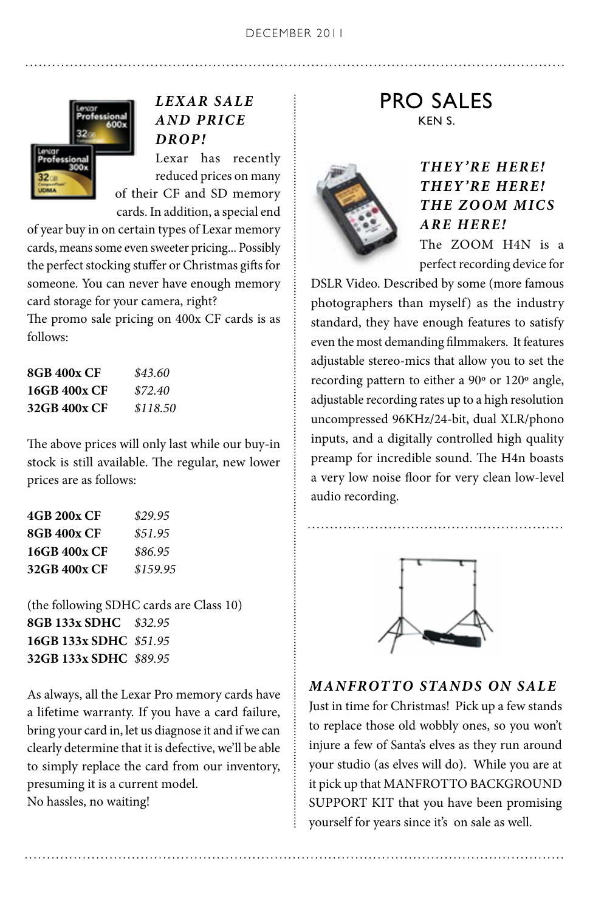### *LEXAR SALE AND PRICE DROP!*

Lexar has recently reduced prices on many of their CF and SD memory cards. In addition, a special end of year buy in on certain types of Lexar memory cards, means some even sweeter pricing... Possibly the perfect stocking stuffer or Christmas gifts for someone. You can never have enough memory card storage for your camera, right?
The promo sale pricing on 400x CF cards is as follows:

| | |
|---|---|
| **8GB 400x CF** | *$43.60* |
| **16GB 400x CF** | *$72.40* |
| **32GB 400x CF** | *$118.50* |

The above prices will only last while our buy-in stock is still available. The regular, new lower prices are as follows:

| | |
|---|---|
| **4GB 200x CF** | *$29.95* |
| **8GB 400x CF** | *$51.95* |
| **16GB 400x CF** | *$86.95* |
| **32GB 400x CF** | *$159.95* |

(the following SDHC cards are Class 10)

| | |
|---|---|
| **8GB 133x SDHC** | *$32.95* |
| **16GB 133x SDHC** | *$51.95* |
| **32GB 133x SDHC** | *$89.95* |

As always, all the Lexar Pro memory cards have a lifetime warranty. If you have a card failure, bring your card in, let us diagnose it and if we can clearly determine that it is defective, we'll be able to simply replace the card from our inventory, presuming it is a current model.
No hassles, no waiting!

# PRO SALES

KEN S.

### *THEY'RE HERE! THEY'RE HERE! THE ZOOM MICS ARE HERE!*

The ZOOM H4N is a perfect recording device for DSLR Video. Described by some (more famous photographers than myself) as the industry standard, they have enough features to satisfy even the most demanding filmmakers. It features adjustable stereo-mics that allow you to set the recording pattern to either a 90º or 120º angle, adjustable recording rates up to a high resolution uncompressed 96KHz/24-bit, dual XLR/phono inputs, and a digitally controlled high quality preamp for incredible sound. The H4n boasts a very low noise floor for very clean low-level audio recording.

### *MANFROTTO STANDS ON SALE*

Just in time for Christmas! Pick up a few stands to replace those old wobbly ones, so you won't injure a few of Santa's elves as they run around your studio (as elves will do). While you are at it pick up that MANFROTTO BACKGROUND SUPPORT KIT that you have been promising yourself for years since it's on sale as well.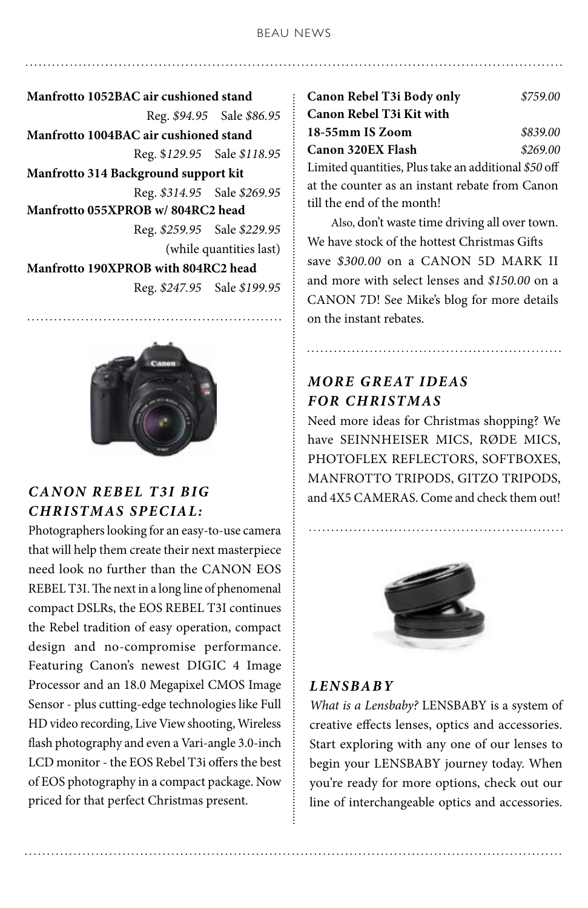**Manfrotto 1052BAC air cushioned stand**
Reg. *$94.95* Sale *$86.95*

**Manfrotto 1004BAC air cushioned stand**
Reg. $*129.95* Sale *$118.95*

**Manfrotto 314 Background support kit**
Reg. *$314.95* Sale *$269.95*

**Manfrotto 055XPROB w/ 804RC2 head**
Reg. *$259.95* Sale *$229.95*
(while quantities last)

**Manfrotto 190XPROB with 804RC2 head**
Reg. *$247.95* Sale *$199.95*

## *CANON REBEL T3I BIG CHRISTMAS SPECIAL:*

Photographers looking for an easy-to-use camera that will help them create their next masterpiece need look no further than the CANON EOS REBEL T3I. The next in a long line of phenomenal compact DSLRs, the EOS REBEL T3I continues the Rebel tradition of easy operation, compact design and no-compromise performance. Featuring Canon's newest DIGIC 4 Image Processor and an 18.0 Megapixel CMOS Image Sensor - plus cutting-edge technologies like Full HD video recording, Live View shooting, Wireless flash photography and even a Vari-angle 3.0-inch LCD monitor - the EOS Rebel T3i offers the best of EOS photography in a compact package. Now priced for that perfect Christmas present.

**Canon Rebel T3i Body only** *$759.00*
**Canon Rebel T3i Kit with 18-55mm IS Zoom** *$839.00*
**Canon 320EX Flash** *$269.00*

Limited quantities, Plus take an additional *$50* off at the counter as an instant rebate from Canon till the end of the month!

Also, don't waste time driving all over town. We have stock of the hottest Christmas Gifts save *$300.00* on a CANON 5D MARK II and more with select lenses and *$150.00* on a CANON 7D! See Mike's blog for more details on the instant rebates.

## *MORE GREAT IDEAS FOR CHRISTMAS*

Need more ideas for Christmas shopping? We have SEINNHEISER MICS, RØDE MICS, PHOTOFLEX REFLECTORS, SOFTBOXES, MANFROTTO TRIPODS, GITZO TRIPODS, and 4X5 CAMERAS. Come and check them out!

## *LENSBABY*

*What is a Lensbaby?* LENSBABY is a system of creative effects lenses, optics and accessories. Start exploring with any one of our lenses to begin your LENSBABY journey today. When you're ready for more options, check out our line of interchangeable optics and accessories.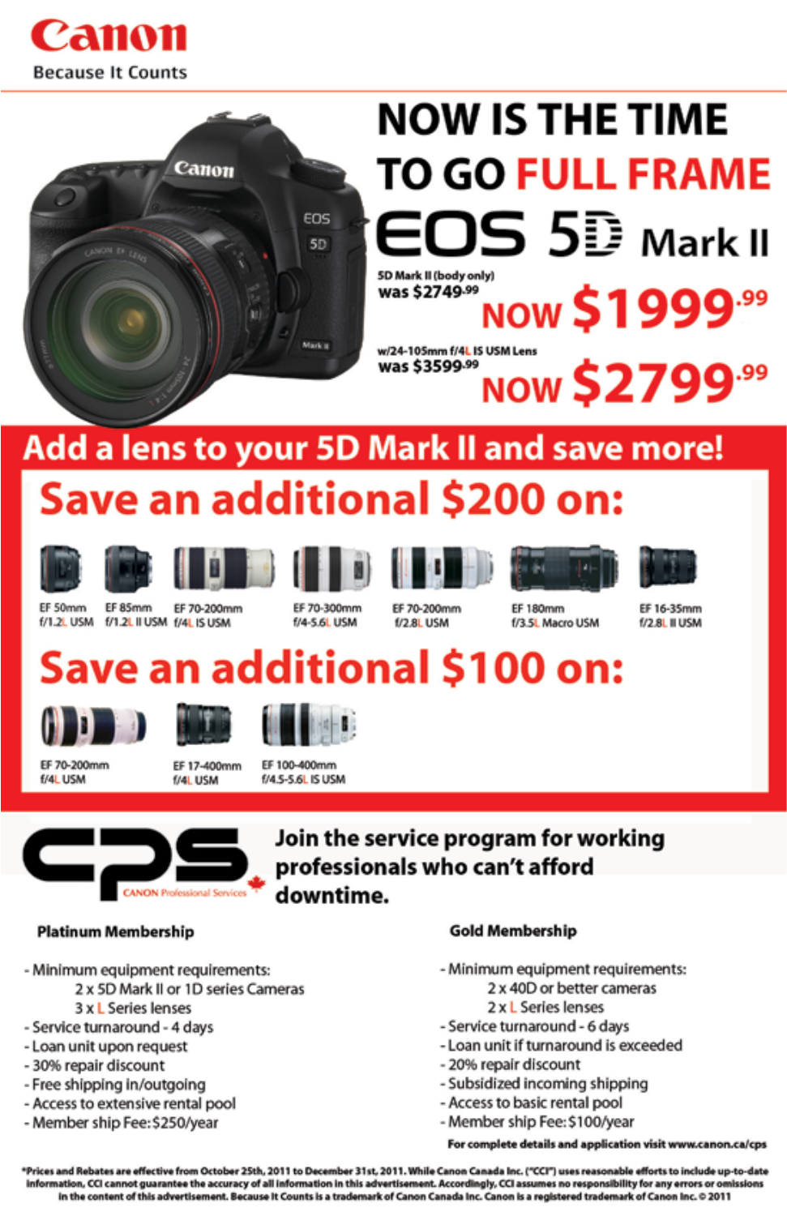# Canon

Because It Counts

# NOW IS THE TIME TO GO FULL FRAME

## EOS 5D Mark II

5D Mark II (body only)
was $2749.99
**NOW $1999.99**

w/24-105mm f/4L IS USM Lens
was $3599.99
**NOW $2799.99**

## Add a lens to your 5D Mark II and save more!

### Save an additional $200 on:

- EF 50mm f/1.2L USM
- EF 85mm f/1.2L II USM
- EF 70-200mm f/4L IS USM
- EF 70-300mm f/4-5.6L USM
- EF 70-200mm f/2.8L USM
- EF 180mm f/3.5L Macro USM
- EF 16-35mm f/2.8L II USM

### Save an additional $100 on:

- EF 70-200mm f/4L USM
- EF 17-400mm f/4L USM
- EF 100-400mm f/4.5-5.6L IS USM

## CPS

CANON Professional Services

**Join the service program for working professionals who can't afford downtime.**

### Platinum Membership

- Minimum equipment requirements:
  - 2 x 5D Mark II or 1D series Cameras
  - 3 x L Series lenses
- Service turnaround - 4 days
- Loan unit upon request
- 30% repair discount
- Free shipping in/outgoing
- Access to extensive rental pool
- Member ship Fee: $250/year

### Gold Membership

- Minimum equipment requirements:
  - 2 x 40D or better cameras
  - 2 x L Series lenses
- Service turnaround - 6 days
- Loan unit if turnaround is exceeded
- 20% repair discount
- Subsidized incoming shipping
- Access to basic rental pool
- Member ship Fee: $100/year

For complete details and application visit www.canon.ca/cps

*Prices and Rebates are effective from October 25th, 2011 to December 31st, 2011. While Canon Canada Inc. ("CCI") uses reasonable efforts to include up-to-date information, CCI cannot guarantee the accuracy of all information in this advertisement. Accordingly, CCI assumes no responsibility for any errors or omissions in the content of this advertisement. Because It Counts is a trademark of Canon Canada Inc. Canon is a registered trademark of Canon Inc. © 2011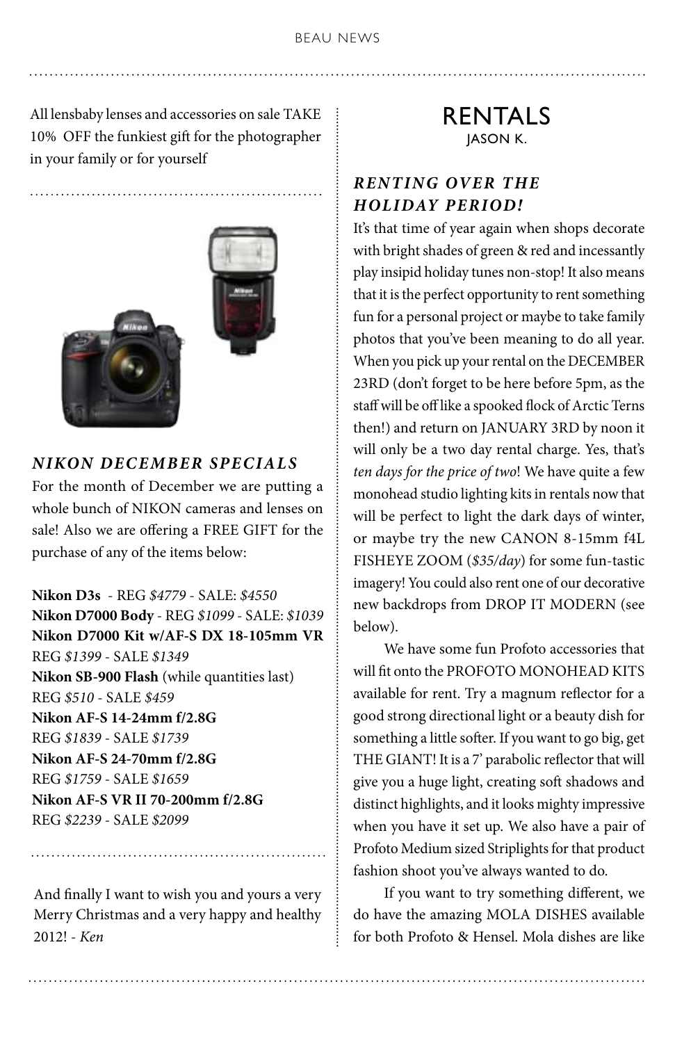All lensbaby lenses and accessories on sale TAKE 10% OFF the funkiest gift for the photographer in your family or for yourself

### *NIKON DECEMBER SPECIALS*

For the month of December we are putting a whole bunch of NIKON cameras and lenses on sale! Also we are offering a FREE GIFT for the purchase of any of the items below:

**Nikon D3s** - REG *$4779* - SALE: *$4550*
**Nikon D7000 Body** - REG *$1099* - SALE: *$1039*
**Nikon D7000 Kit w/AF-S DX 18-105mm VR**
REG *$1399* - SALE *$1349*
**Nikon SB-900 Flash** (while quantities last)
REG *$510* - SALE *$459*
**Nikon AF-S 14-24mm f/2.8G**
REG *$1839* - SALE *$1739*
**Nikon AF-S 24-70mm f/2.8G**
REG *$1759* - SALE *$1659*
**Nikon AF-S VR II 70-200mm f/2.8G**
REG *$2239* - SALE *$2099*

And finally I want to wish you and yours a very Merry Christmas and a very happy and healthy 2012! - *Ken*

# RENTALS

JASON K.

### *RENTING OVER THE HOLIDAY PERIOD!*

It's that time of year again when shops decorate with bright shades of green & red and incessantly play insipid holiday tunes non-stop! It also means that it is the perfect opportunity to rent something fun for a personal project or maybe to take family photos that you've been meaning to do all year. When you pick up your rental on the DECEMBER 23RD (don't forget to be here before 5pm, as the staff will be off like a spooked flock of Arctic Terns then!) and return on JANUARY 3RD by noon it will only be a two day rental charge. Yes, that's *ten days for the price of two*! We have quite a few monohead studio lighting kits in rentals now that will be perfect to light the dark days of winter, or maybe try the new CANON 8-15mm f4L FISHEYE ZOOM (*$35/day*) for some fun-tastic imagery! You could also rent one of our decorative new backdrops from DROP IT MODERN (see below).

We have some fun Profoto accessories that will fit onto the PROFOTO MONOHEAD KITS available for rent. Try a magnum reflector for a good strong directional light or a beauty dish for something a little softer. If you want to go big, get THE GIANT! It is a 7' parabolic reflector that will give you a huge light, creating soft shadows and distinct highlights, and it looks mighty impressive when you have it set up. We also have a pair of Profoto Medium sized Striplights for that product fashion shoot you've always wanted to do.

If you want to try something different, we do have the amazing MOLA DISHES available for both Profoto & Hensel. Mola dishes are like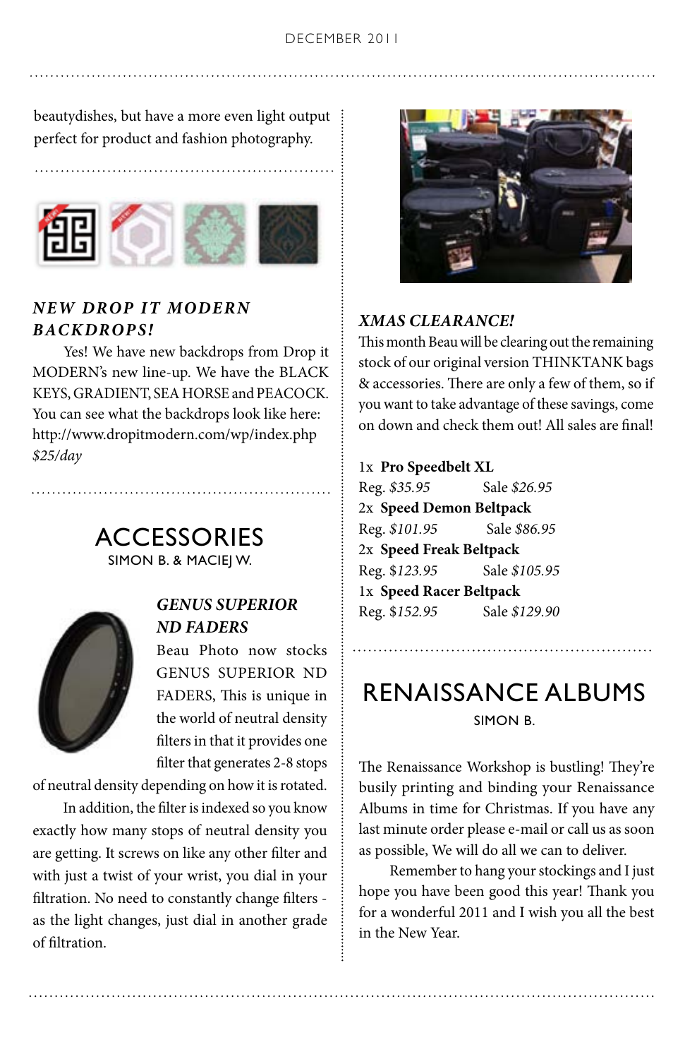beautydishes, but have a more even light output perfect for product and fashion photography.

### *NEW DROP IT MODERN BACKDROPS!*

Yes! We have new backdrops from Drop it MODERN's new line-up. We have the BLACK KEYS, GRADIENT, SEA HORSE and PEACOCK. You can see what the backdrops look like here: http://www.dropitmodern.com/wp/index.php

*$25/day*

## ACCESSORIES

SIMON B. & MACIEJ W.

### *GENUS SUPERIOR ND FADERS*

Beau Photo now stocks GENUS SUPERIOR ND FADERS, This is unique in the world of neutral density filters in that it provides one filter that generates 2-8 stops of neutral density depending on how it is rotated.

In addition, the filter is indexed so you know exactly how many stops of neutral density you are getting. It screws on like any other filter and with just a twist of your wrist, you dial in your filtration. No need to constantly change filters - as the light changes, just dial in another grade of filtration.

### *XMAS CLEARANCE!*

This month Beau will be clearing out the remaining stock of our original version THINKTANK bags & accessories. There are only a few of them, so if you want to take advantage of these savings, come on down and check them out! All sales are final!

1x **Pro Speedbelt XL**
Reg. *$35.95* Sale *$26.95*

2x **Speed Demon Beltpack**
Reg. *$101.95* Sale *$86.95*

2x **Speed Freak Beltpack**
Reg. $*123.95* Sale *$105.95*

1x **Speed Racer Beltpack**
Reg. $*152.95* Sale *$129.90*

## RENAISSANCE ALBUMS

SIMON B.

The Renaissance Workshop is bustling! They're busily printing and binding your Renaissance Albums in time for Christmas. If you have any last minute order please e-mail or call us as soon as possible, We will do all we can to deliver.

Remember to hang your stockings and I just hope you have been good this year! Thank you for a wonderful 2011 and I wish you all the best in the New Year.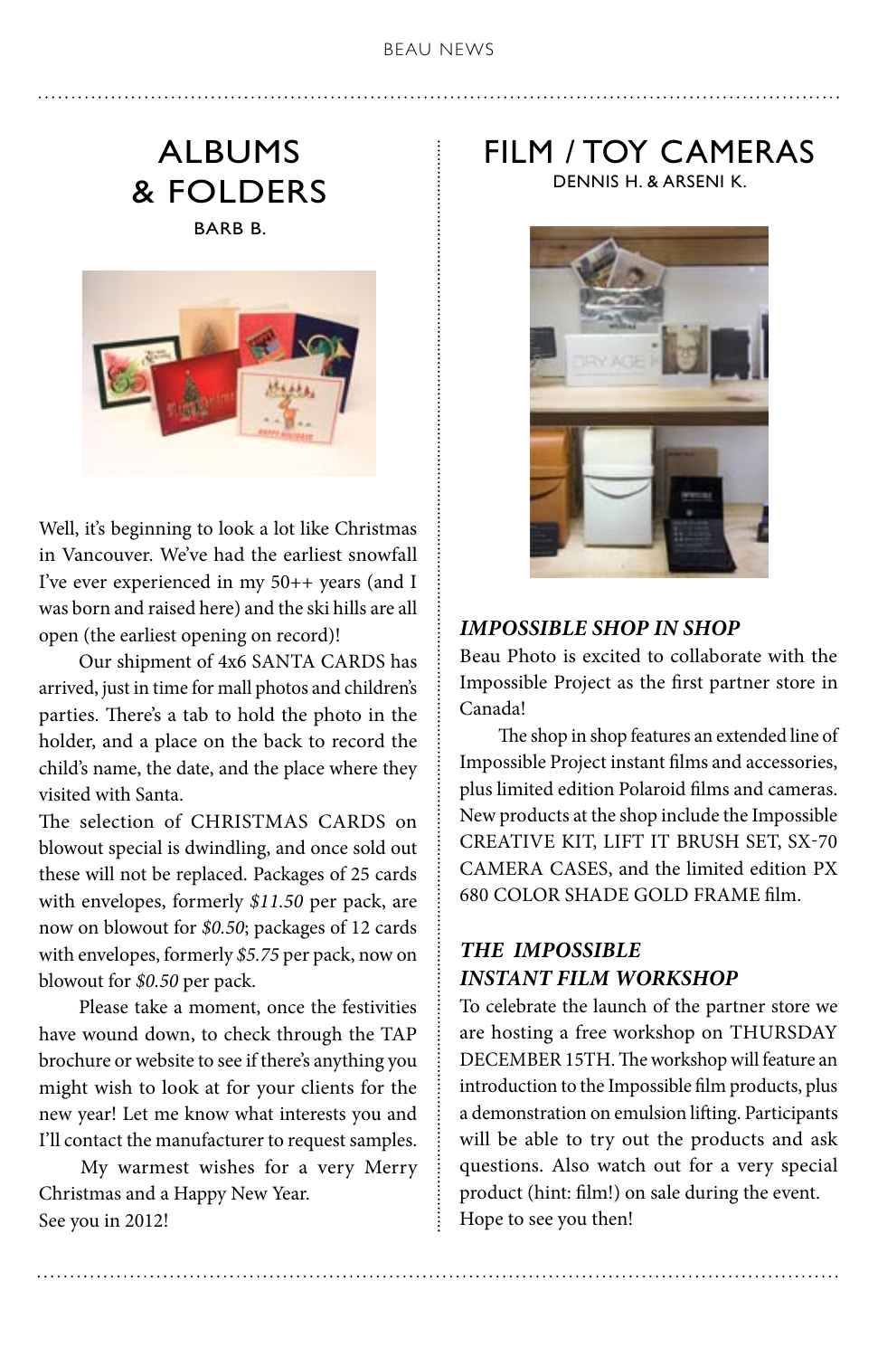# ALBUMS & FOLDERS

BARB B.

Well, it's beginning to look a lot like Christmas in Vancouver. We've had the earliest snowfall I've ever experienced in my 50++ years (and I was born and raised here) and the ski hills are all open (the earliest opening on record)!

Our shipment of 4x6 SANTA CARDS has arrived, just in time for mall photos and children's parties. There's a tab to hold the photo in the holder, and a place on the back to record the child's name, the date, and the place where they visited with Santa.

The selection of CHRISTMAS CARDS on blowout special is dwindling, and once sold out these will not be replaced. Packages of 25 cards with envelopes, formerly *$11.50* per pack, are now on blowout for *$0.50*; packages of 12 cards with envelopes, formerly *$5.75* per pack, now on blowout for *$0.50* per pack.

Please take a moment, once the festivities have wound down, to check through the TAP brochure or website to see if there's anything you might wish to look at for your clients for the new year! Let me know what interests you and I'll contact the manufacturer to request samples.

My warmest wishes for a very Merry Christmas and a Happy New Year.
See you in 2012!

# FILM / TOY CAMERAS

DENNIS H. & ARSENI K.

### *IMPOSSIBLE SHOP IN SHOP*

Beau Photo is excited to collaborate with the Impossible Project as the first partner store in Canada!

The shop in shop features an extended line of Impossible Project instant films and accessories, plus limited edition Polaroid films and cameras. New products at the shop include the Impossible CREATIVE KIT, LIFT IT BRUSH SET, SX-70 CAMERA CASES, and the limited edition PX 680 COLOR SHADE GOLD FRAME film.

### *THE IMPOSSIBLE INSTANT FILM WORKSHOP*

To celebrate the launch of the partner store we are hosting a free workshop on THURSDAY DECEMBER 15TH. The workshop will feature an introduction to the Impossible film products, plus a demonstration on emulsion lifting. Participants will be able to try out the products and ask questions. Also watch out for a very special product (hint: film!) on sale during the event. Hope to see you then!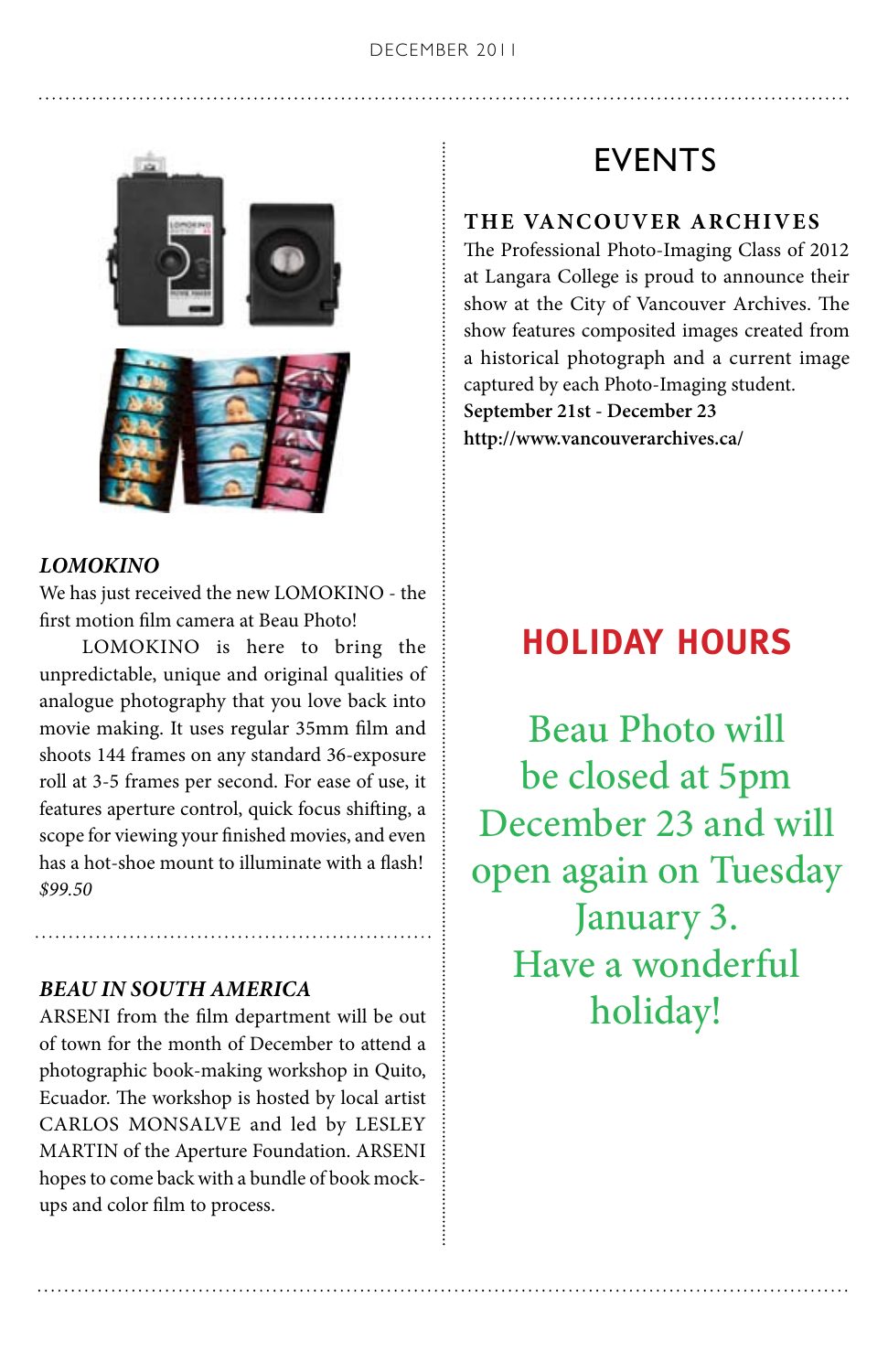## LOMOKINO

We has just received the new LOMOKINO - the first motion film camera at Beau Photo!

LOMOKINO is here to bring the unpredictable, unique and original qualities of analogue photography that you love back into movie making. It uses regular 35mm film and shoots 144 frames on any standard 36-exposure roll at 3-5 frames per second. For ease of use, it features aperture control, quick focus shifting, a scope for viewing your finished movies, and even has a hot-shoe mount to illuminate with a flash!

*$99.50*

## BEAU IN SOUTH AMERICA

ARSENI from the film department will be out of town for the month of December to attend a photographic book-making workshop in Quito, Ecuador. The workshop is hosted by local artist CARLOS MONSALVE and led by LESLEY MARTIN of the Aperture Foundation. ARSENI hopes to come back with a bundle of book mock-ups and color film to process.

# EVENTS

### THE VANCOUVER ARCHIVES

The Professional Photo-Imaging Class of 2012 at Langara College is proud to announce their show at the City of Vancouver Archives. The show features composited images created from a historical photograph and a current image captured by each Photo-Imaging student.

**September 21st - December 23**

**http://www.vancouverarchives.ca/**

# HOLIDAY HOURS

Beau Photo will be closed at 5pm December 23 and will open again on Tuesday January 3.

Have a wonderful holiday!